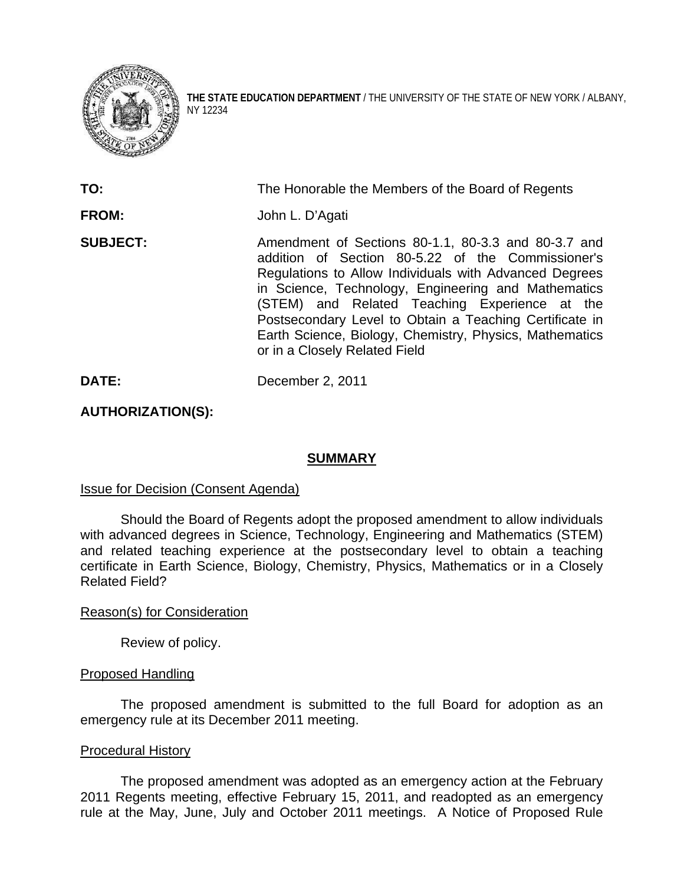**THE STATE EDUCATION DEPARTMENT** / THE UNIVERSITY OF THE STATE OF NEW YORK / ALBANY, NY 12234

**TO:** The Honorable the Members of the Board of Regents

**FROM:** John L. D'Agati

**SUBJECT:** Amendment of Sections 80-1.1, 80-3.3 and 80-3.7 and addition of Section 80-5.22 of the Commissioner's Regulations to Allow Individuals with Advanced Degrees in Science, Technology, Engineering and Mathematics (STEM) and Related Teaching Experience at the Postsecondary Level to Obtain a Teaching Certificate in Earth Science, Biology, Chemistry, Physics, Mathematics or in a Closely Related Field

**DATE:** December 2, 2011

**AUTHORIZATION(S):**

## SUMMARY

Issue for Decision (Consent Agenda)

Should the Board of Regents adopt the proposed amendment to allow individuals with advanced degrees in Science, Technology, Engineering and Mathematics (STEM) and related teaching experience at the postsecondary level to obtain a teaching certificate in Earth Science, Biology, Chemistry, Physics, Mathematics or in a Closely Related Field?

Reason(s) for Consideration

Review of policy.

Proposed Handling

The proposed amendment is submitted to the full Board for adoption as an emergency rule at its December 2011 meeting.

Procedural History

The proposed amendment was adopted as an emergency action at the February 2011 Regents meeting, effective February 15, 2011, and readopted as an emergency rule at the May, June, July and October 2011 meetings. A Notice of Proposed Rule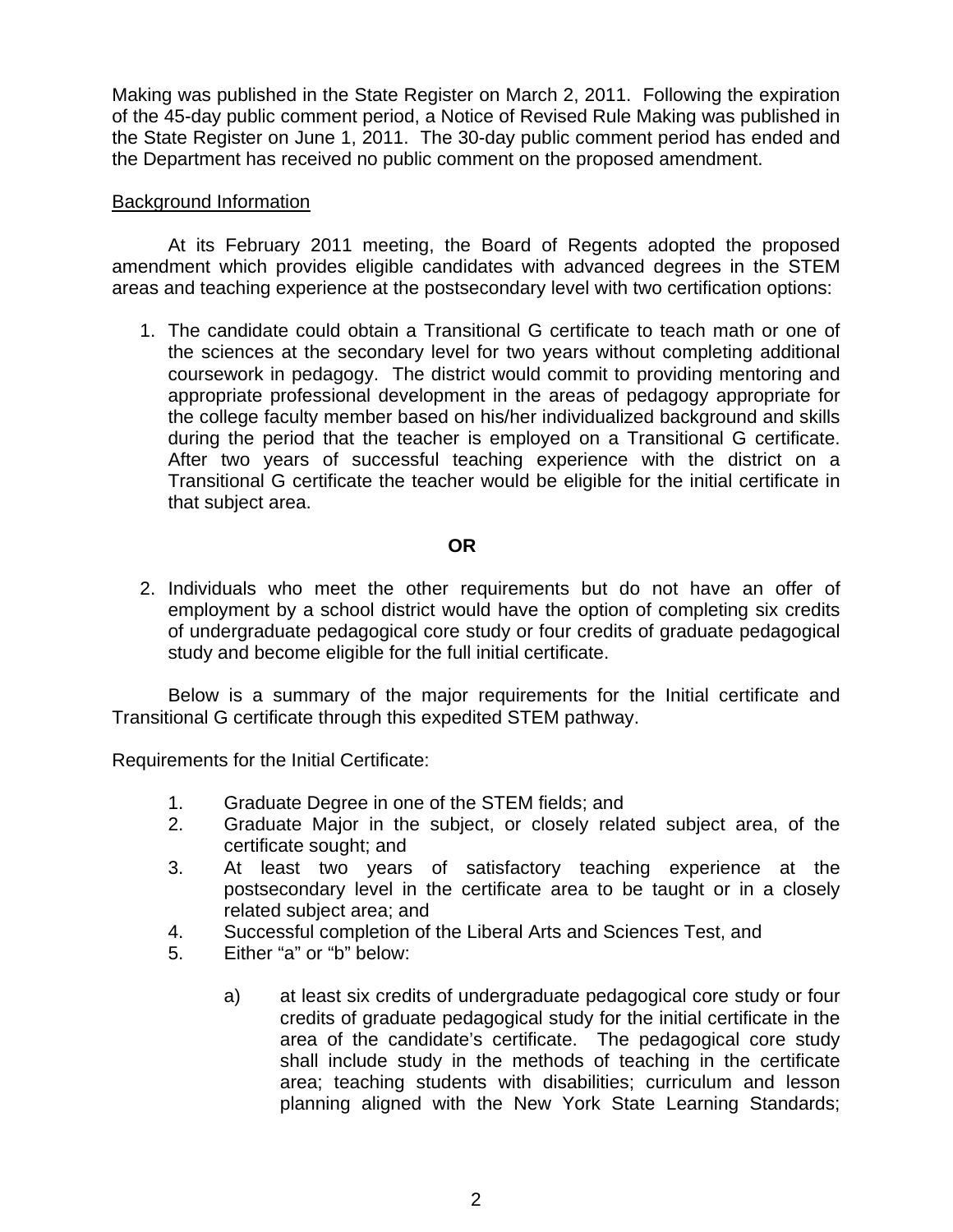Making was published in the State Register on March 2, 2011. Following the expiration of the 45-day public comment period, a Notice of Revised Rule Making was published in the State Register on June 1, 2011. The 30-day public comment period has ended and the Department has received no public comment on the proposed amendment.

Background Information

At its February 2011 meeting, the Board of Regents adopted the proposed amendment which provides eligible candidates with advanced degrees in the STEM areas and teaching experience at the postsecondary level with two certification options:

1. The candidate could obtain a Transitional G certificate to teach math or one of the sciences at the secondary level for two years without completing additional coursework in pedagogy. The district would commit to providing mentoring and appropriate professional development in the areas of pedagogy appropriate for the college faculty member based on his/her individualized background and skills during the period that the teacher is employed on a Transitional G certificate. After two years of successful teaching experience with the district on a Transitional G certificate the teacher would be eligible for the initial certificate in that subject area.

**OR**

2. Individuals who meet the other requirements but do not have an offer of employment by a school district would have the option of completing six credits of undergraduate pedagogical core study or four credits of graduate pedagogical study and become eligible for the full initial certificate.

Below is a summary of the major requirements for the Initial certificate and Transitional G certificate through this expedited STEM pathway.

Requirements for the Initial Certificate:

1. Graduate Degree in one of the STEM fields; and
2. Graduate Major in the subject, or closely related subject area, of the certificate sought; and
3. At least two years of satisfactory teaching experience at the postsecondary level in the certificate area to be taught or in a closely related subject area; and
4. Successful completion of the Liberal Arts and Sciences Test, and
5. Either "a" or "b" below:

   a) at least six credits of undergraduate pedagogical core study or four credits of graduate pedagogical study for the initial certificate in the area of the candidate's certificate. The pedagogical core study shall include study in the methods of teaching in the certificate area; teaching students with disabilities; curriculum and lesson planning aligned with the New York State Learning Standards;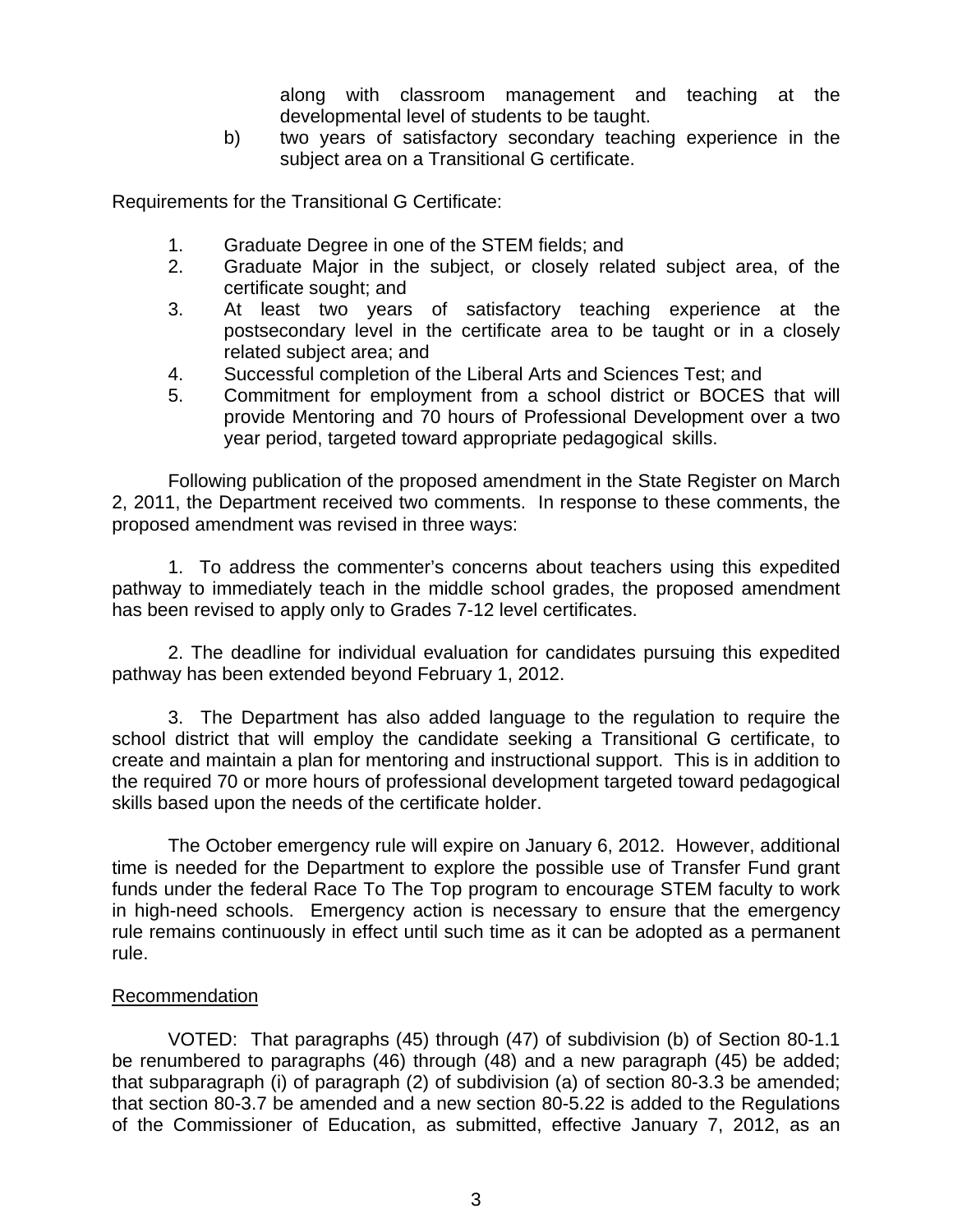along with classroom management and teaching at the developmental level of students to be taught.

b) two years of satisfactory secondary teaching experience in the subject area on a Transitional G certificate.

Requirements for the Transitional G Certificate:

1. Graduate Degree in one of the STEM fields; and
2. Graduate Major in the subject, or closely related subject area, of the certificate sought; and
3. At least two years of satisfactory teaching experience at the postsecondary level in the certificate area to be taught or in a closely related subject area; and
4. Successful completion of the Liberal Arts and Sciences Test; and
5. Commitment for employment from a school district or BOCES that will provide Mentoring and 70 hours of Professional Development over a two year period, targeted toward appropriate pedagogical skills.

Following publication of the proposed amendment in the State Register on March 2, 2011, the Department received two comments. In response to these comments, the proposed amendment was revised in three ways:

1. To address the commenter's concerns about teachers using this expedited pathway to immediately teach in the middle school grades, the proposed amendment has been revised to apply only to Grades 7-12 level certificates.

2. The deadline for individual evaluation for candidates pursuing this expedited pathway has been extended beyond February 1, 2012.

3. The Department has also added language to the regulation to require the school district that will employ the candidate seeking a Transitional G certificate, to create and maintain a plan for mentoring and instructional support. This is in addition to the required 70 or more hours of professional development targeted toward pedagogical skills based upon the needs of the certificate holder.

The October emergency rule will expire on January 6, 2012. However, additional time is needed for the Department to explore the possible use of Transfer Fund grant funds under the federal Race To The Top program to encourage STEM faculty to work in high-need schools. Emergency action is necessary to ensure that the emergency rule remains continuously in effect until such time as it can be adopted as a permanent rule.

Recommendation

VOTED: That paragraphs (45) through (47) of subdivision (b) of Section 80-1.1 be renumbered to paragraphs (46) through (48) and a new paragraph (45) be added; that subparagraph (i) of paragraph (2) of subdivision (a) of section 80-3.3 be amended; that section 80-3.7 be amended and a new section 80-5.22 is added to the Regulations of the Commissioner of Education, as submitted, effective January 7, 2012, as an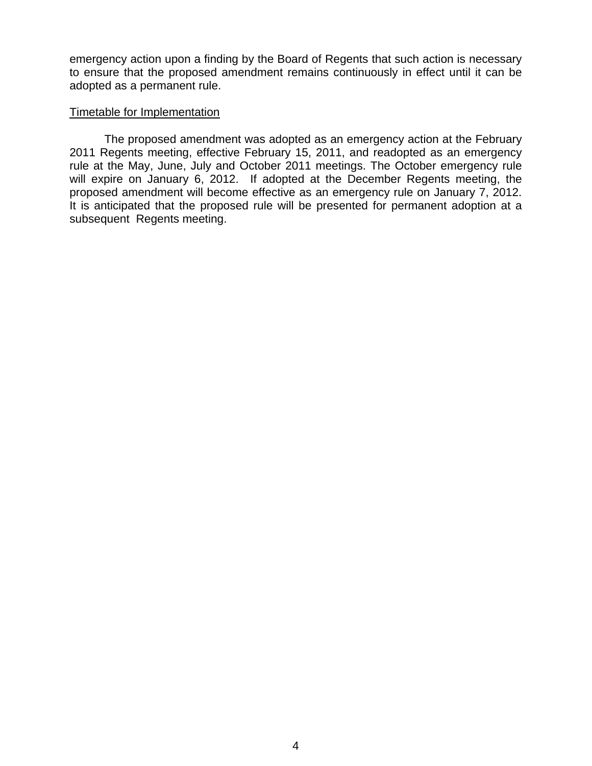emergency action upon a finding by the Board of Regents that such action is necessary to ensure that the proposed amendment remains continuously in effect until it can be adopted as a permanent rule.

Timetable for Implementation

The proposed amendment was adopted as an emergency action at the February 2011 Regents meeting, effective February 15, 2011, and readopted as an emergency rule at the May, June, July and October 2011 meetings. The October emergency rule will expire on January 6, 2012. If adopted at the December Regents meeting, the proposed amendment will become effective as an emergency rule on January 7, 2012. It is anticipated that the proposed rule will be presented for permanent adoption at a subsequent Regents meeting.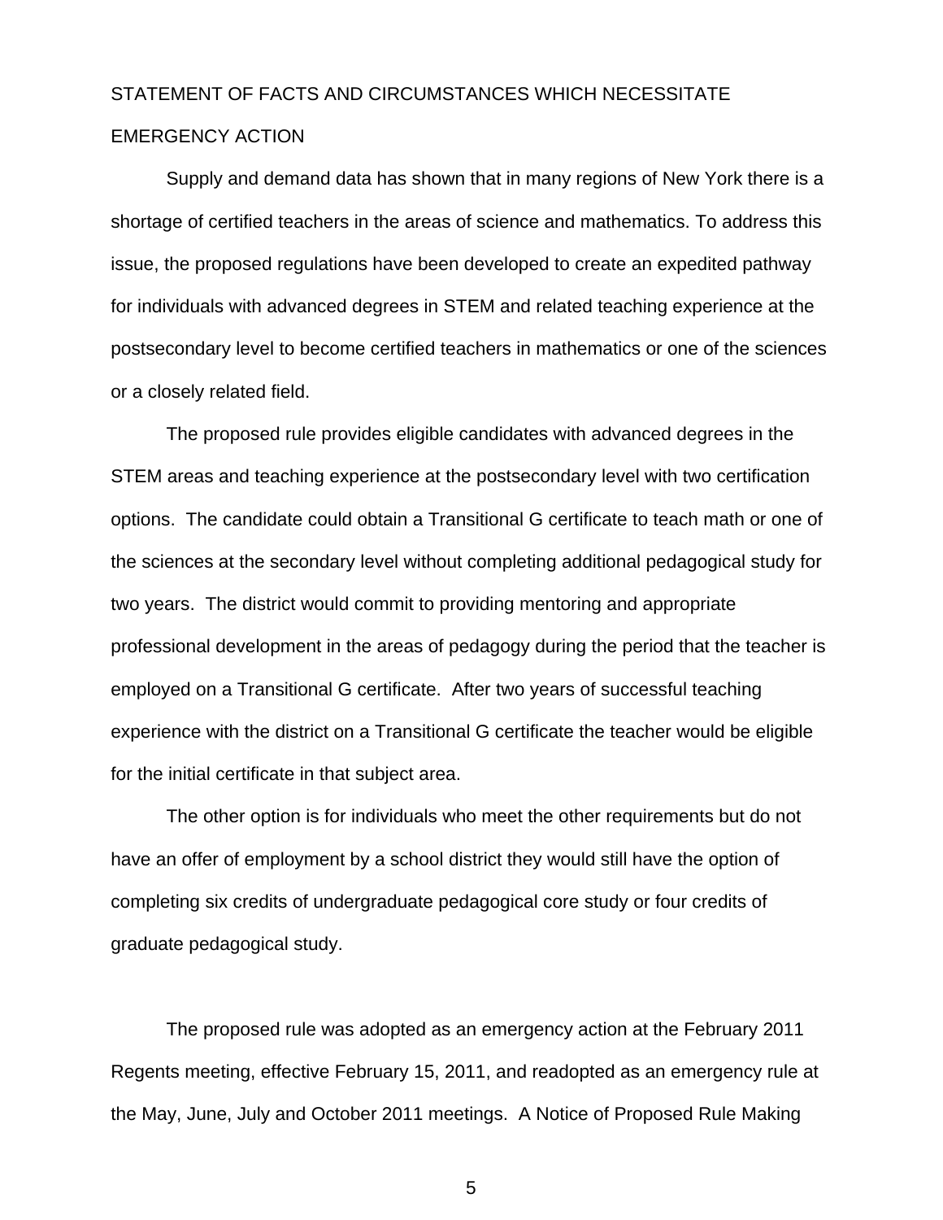STATEMENT OF FACTS AND CIRCUMSTANCES WHICH NECESSITATE EMERGENCY ACTION

Supply and demand data has shown that in many regions of New York there is a shortage of certified teachers in the areas of science and mathematics. To address this issue, the proposed regulations have been developed to create an expedited pathway for individuals with advanced degrees in STEM and related teaching experience at the postsecondary level to become certified teachers in mathematics or one of the sciences or a closely related field.

The proposed rule provides eligible candidates with advanced degrees in the STEM areas and teaching experience at the postsecondary level with two certification options. The candidate could obtain a Transitional G certificate to teach math or one of the sciences at the secondary level without completing additional pedagogical study for two years. The district would commit to providing mentoring and appropriate professional development in the areas of pedagogy during the period that the teacher is employed on a Transitional G certificate. After two years of successful teaching experience with the district on a Transitional G certificate the teacher would be eligible for the initial certificate in that subject area.

The other option is for individuals who meet the other requirements but do not have an offer of employment by a school district they would still have the option of completing six credits of undergraduate pedagogical core study or four credits of graduate pedagogical study.

The proposed rule was adopted as an emergency action at the February 2011 Regents meeting, effective February 15, 2011, and readopted as an emergency rule at the May, June, July and October 2011 meetings. A Notice of Proposed Rule Making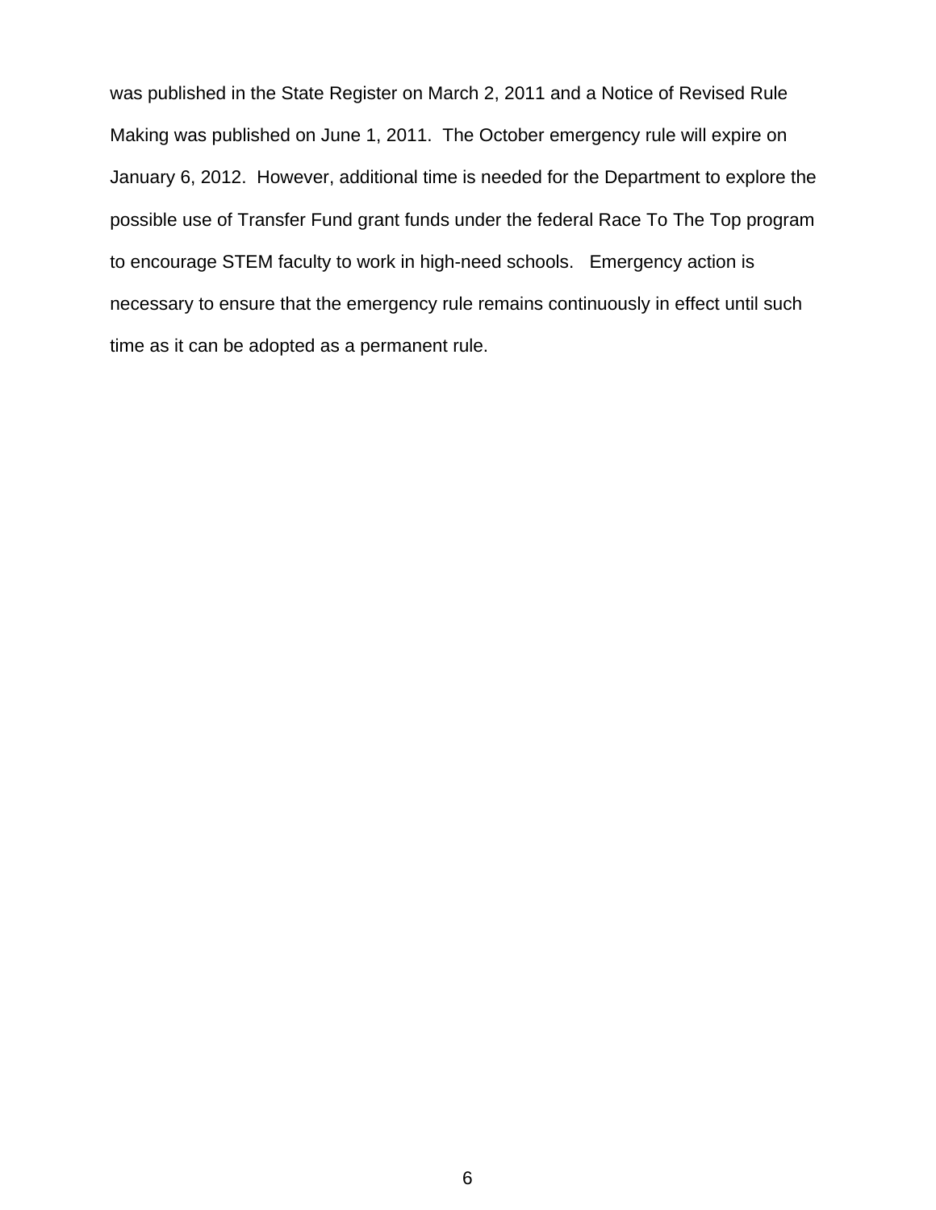was published in the State Register on March 2, 2011 and a Notice of Revised Rule Making was published on June 1, 2011. The October emergency rule will expire on January 6, 2012. However, additional time is needed for the Department to explore the possible use of Transfer Fund grant funds under the federal Race To The Top program to encourage STEM faculty to work in high-need schools. Emergency action is necessary to ensure that the emergency rule remains continuously in effect until such time as it can be adopted as a permanent rule.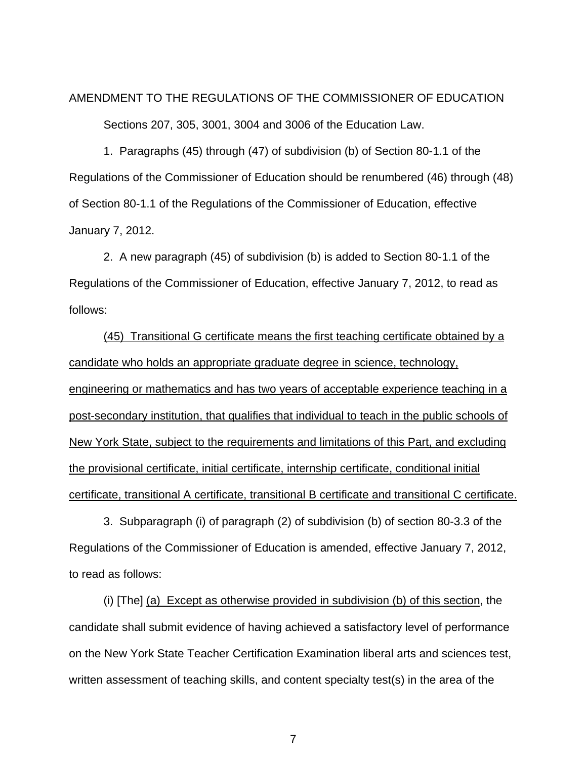AMENDMENT TO THE REGULATIONS OF THE COMMISSIONER OF EDUCATION

Sections 207, 305, 3001, 3004 and 3006 of the Education Law.

1. Paragraphs (45) through (47) of subdivision (b) of Section 80-1.1 of the Regulations of the Commissioner of Education should be renumbered (46) through (48) of Section 80-1.1 of the Regulations of the Commissioner of Education, effective January 7, 2012.

2. A new paragraph (45) of subdivision (b) is added to Section 80-1.1 of the Regulations of the Commissioner of Education, effective January 7, 2012, to read as follows:

<u>(45) Transitional G certificate means the first teaching certificate obtained by a candidate who holds an appropriate graduate degree in science, technology, engineering or mathematics and has two years of acceptable experience teaching in a post-secondary institution, that qualifies that individual to teach in the public schools of New York State, subject to the requirements and limitations of this Part, and excluding the provisional certificate, initial certificate, internship certificate, conditional initial certificate, transitional A certificate, transitional B certificate and transitional C certificate.</u>

3. Subparagraph (i) of paragraph (2) of subdivision (b) of section 80-3.3 of the Regulations of the Commissioner of Education is amended, effective January 7, 2012, to read as follows:

(i) [The] <u>(a) Except as otherwise provided in subdivision (b) of this section</u>, the candidate shall submit evidence of having achieved a satisfactory level of performance on the New York State Teacher Certification Examination liberal arts and sciences test, written assessment of teaching skills, and content specialty test(s) in the area of the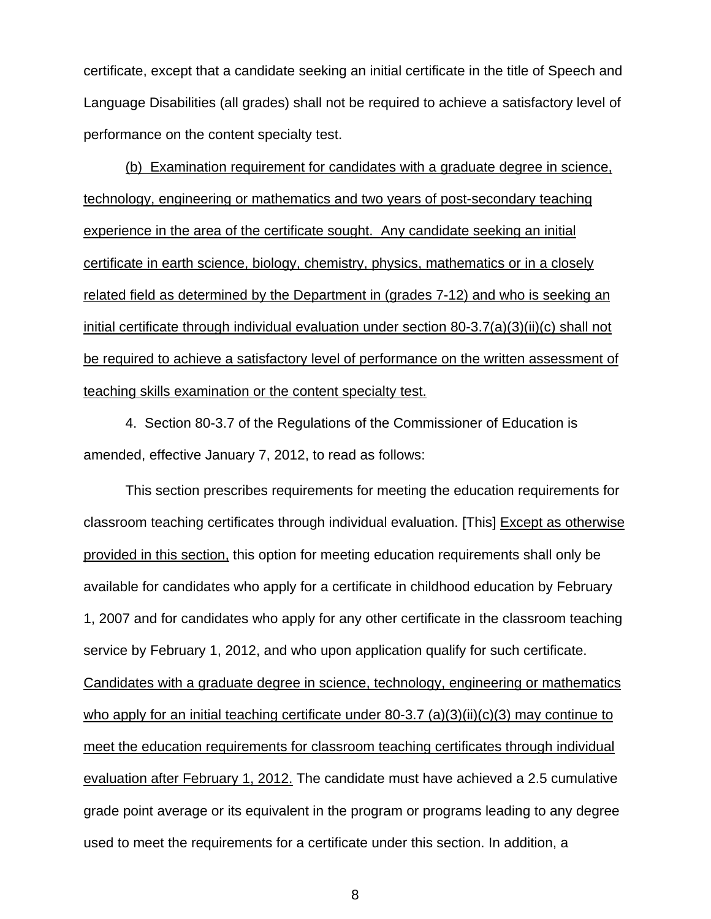certificate, except that a candidate seeking an initial certificate in the title of Speech and Language Disabilities (all grades) shall not be required to achieve a satisfactory level of performance on the content specialty test.

<u>(b) Examination requirement for candidates with a graduate degree in science, technology, engineering or mathematics and two years of post-secondary teaching experience in the area of the certificate sought. Any candidate seeking an initial certificate in earth science, biology, chemistry, physics, mathematics or in a closely related field as determined by the Department in (grades 7-12) and who is seeking an initial certificate through individual evaluation under section 80-3.7(a)(3)(ii)(c) shall not be required to achieve a satisfactory level of performance on the written assessment of teaching skills examination or the content specialty test.</u>

4. Section 80-3.7 of the Regulations of the Commissioner of Education is amended, effective January 7, 2012, to read as follows:

This section prescribes requirements for meeting the education requirements for classroom teaching certificates through individual evaluation. [This] <u>Except as otherwise provided in this section,</u> this option for meeting education requirements shall only be available for candidates who apply for a certificate in childhood education by February 1, 2007 and for candidates who apply for any other certificate in the classroom teaching service by February 1, 2012, and who upon application qualify for such certificate. <u>Candidates with a graduate degree in science, technology, engineering or mathematics who apply for an initial teaching certificate under 80-3.7 (a)(3)(ii)(c)(3) may continue to meet the education requirements for classroom teaching certificates through individual evaluation after February 1, 2012.</u> The candidate must have achieved a 2.5 cumulative grade point average or its equivalent in the program or programs leading to any degree used to meet the requirements for a certificate under this section. In addition, a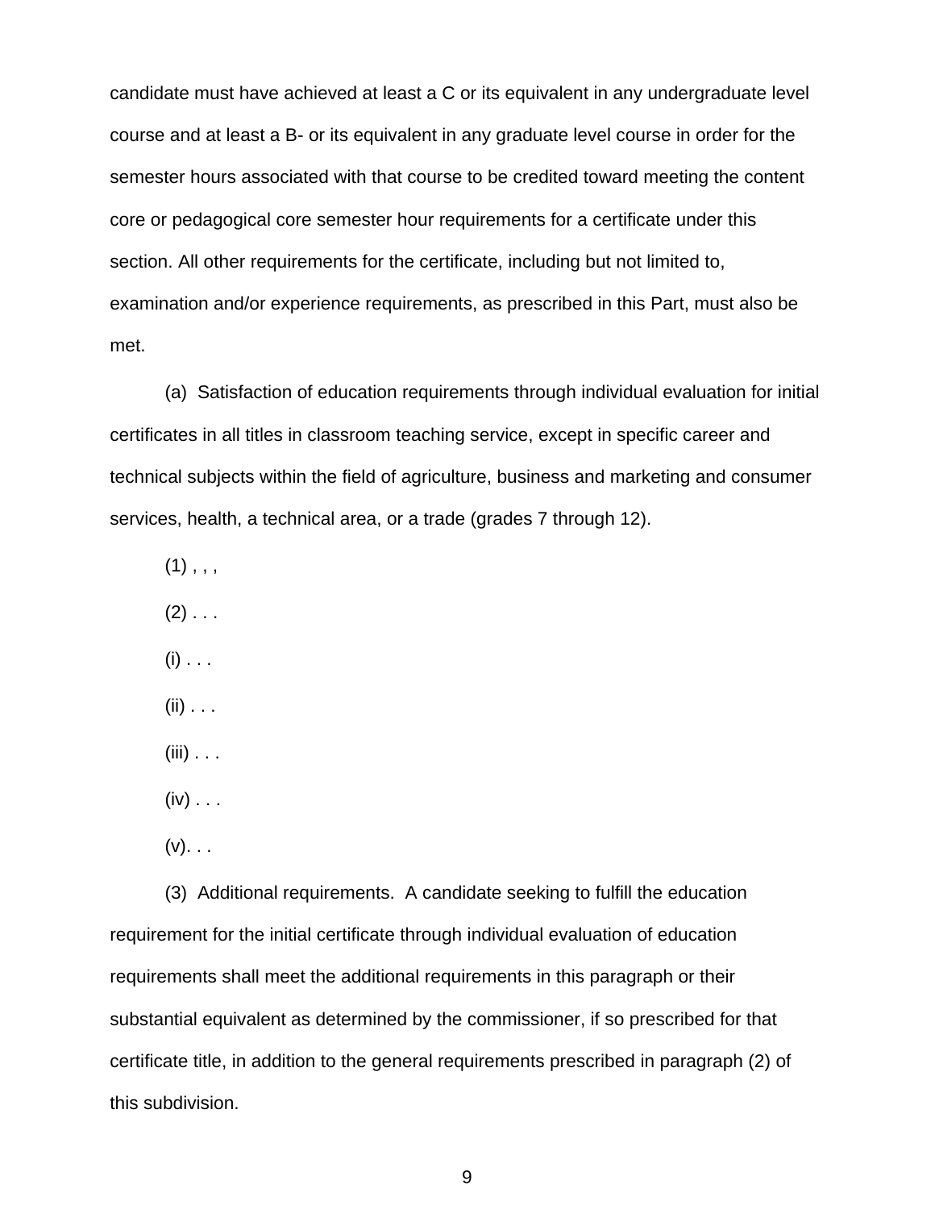candidate must have achieved at least a C or its equivalent in any undergraduate level course and at least a B- or its equivalent in any graduate level course in order for the semester hours associated with that course to be credited toward meeting the content core or pedagogical core semester hour requirements for a certificate under this section. All other requirements for the certificate, including but not limited to, examination and/or experience requirements, as prescribed in this Part, must also be met.

(a) Satisfaction of education requirements through individual evaluation for initial certificates in all titles in classroom teaching service, except in specific career and technical subjects within the field of agriculture, business and marketing and consumer services, health, a technical area, or a trade (grades 7 through 12).

(1) , , ,

(2) . . .

(i) . . .

(ii) . . .

(iii) . . .

(iv) . . .

(v). . .

(3) Additional requirements. A candidate seeking to fulfill the education requirement for the initial certificate through individual evaluation of education requirements shall meet the additional requirements in this paragraph or their substantial equivalent as determined by the commissioner, if so prescribed for that certificate title, in addition to the general requirements prescribed in paragraph (2) of this subdivision.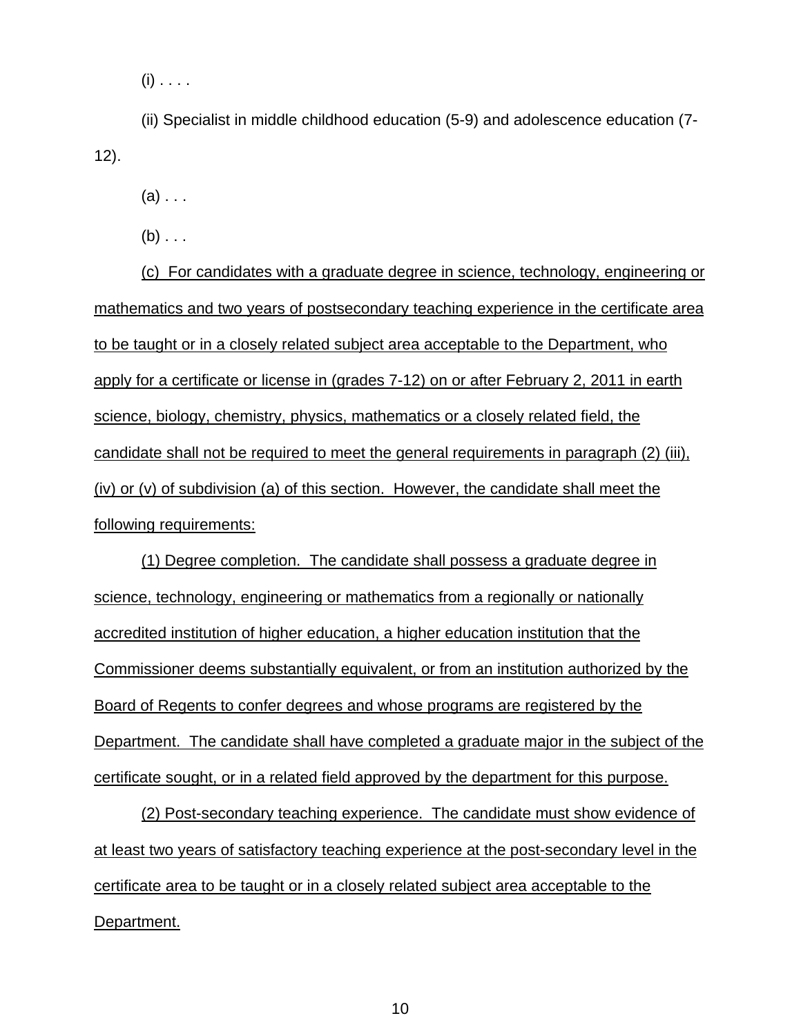(i) . . . .

(ii) Specialist in middle childhood education (5-9) and adolescence education (7-12).

(a) . . .

(b) . . .

<u>(c) For candidates with a graduate degree in science, technology, engineering or mathematics and two years of postsecondary teaching experience in the certificate area to be taught or in a closely related subject area acceptable to the Department, who apply for a certificate or license in (grades 7-12) on or after February 2, 2011 in earth science, biology, chemistry, physics, mathematics or a closely related field, the candidate shall not be required to meet the general requirements in paragraph (2) (iii), (iv) or (v) of subdivision (a) of this section. However, the candidate shall meet the following requirements:</u>

<u>(1) Degree completion. The candidate shall possess a graduate degree in science, technology, engineering or mathematics from a regionally or nationally accredited institution of higher education, a higher education institution that the Commissioner deems substantially equivalent, or from an institution authorized by the Board of Regents to confer degrees and whose programs are registered by the Department. The candidate shall have completed a graduate major in the subject of the certificate sought, or in a related field approved by the department for this purpose.</u>

<u>(2) Post-secondary teaching experience. The candidate must show evidence of at least two years of satisfactory teaching experience at the post-secondary level in the certificate area to be taught or in a closely related subject area acceptable to the Department.</u>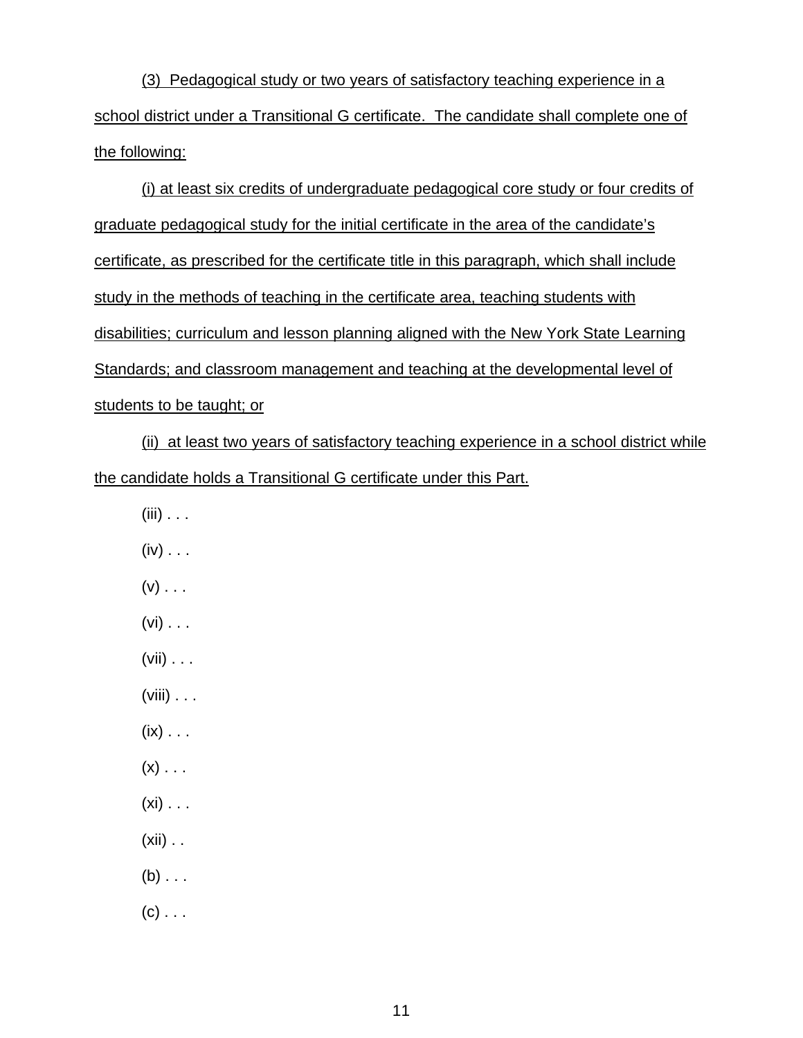(3) Pedagogical study or two years of satisfactory teaching experience in a school district under a Transitional G certificate. The candidate shall complete one of the following:

(i) at least six credits of undergraduate pedagogical core study or four credits of graduate pedagogical study for the initial certificate in the area of the candidate's certificate, as prescribed for the certificate title in this paragraph, which shall include study in the methods of teaching in the certificate area, teaching students with disabilities; curriculum and lesson planning aligned with the New York State Learning Standards; and classroom management and teaching at the developmental level of students to be taught; or

(ii) at least two years of satisfactory teaching experience in a school district while the candidate holds a Transitional G certificate under this Part.

(iii) . . .

(iv) . . .

(v) . . .

(vi) . . .

(vii) . . .

(viii) . . .

(ix) . . .

(x) . . .

(xi) . . .

(xii) . .

(b) . . .

(c) . . .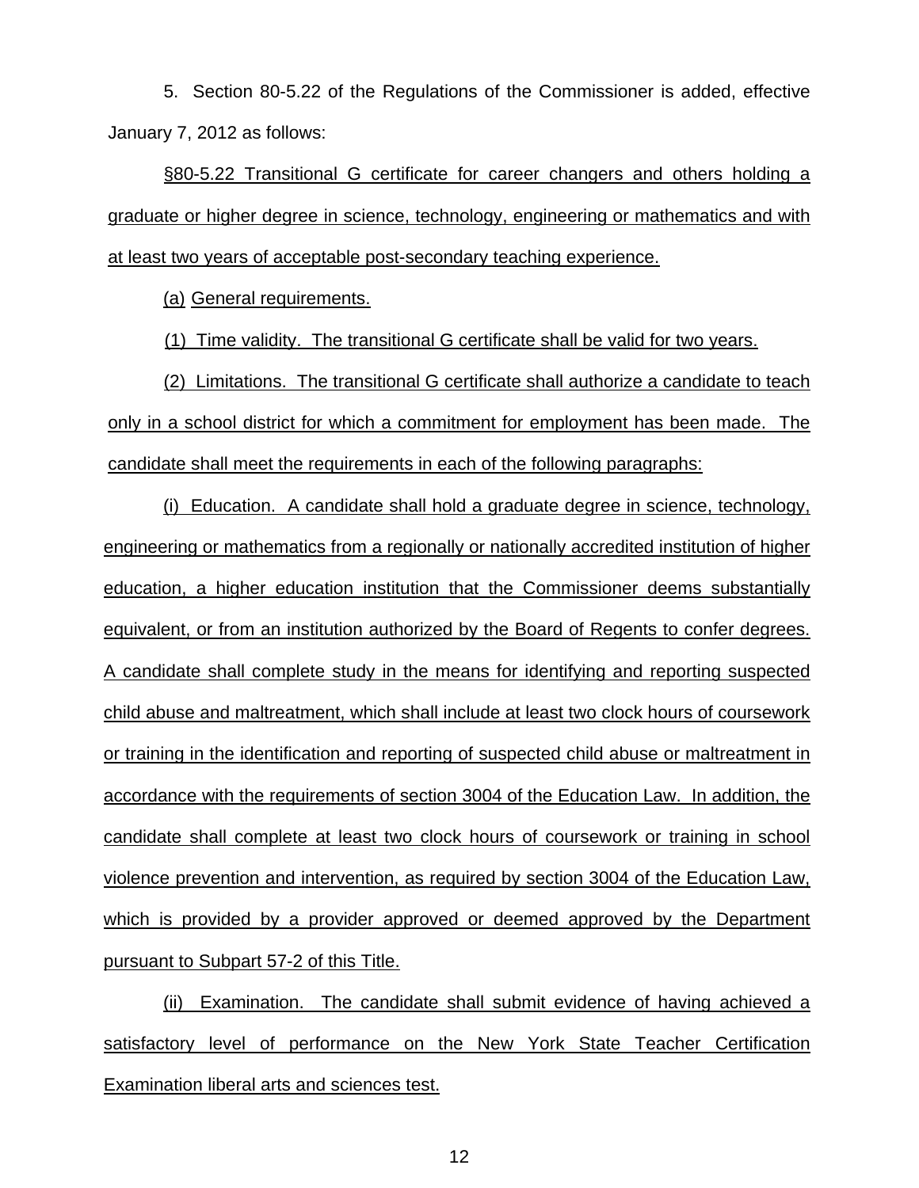5. Section 80-5.22 of the Regulations of the Commissioner is added, effective January 7, 2012 as follows:

§80-5.22 Transitional G certificate for career changers and others holding a graduate or higher degree in science, technology, engineering or mathematics and with at least two years of acceptable post-secondary teaching experience.

(a) General requirements.

(1) Time validity. The transitional G certificate shall be valid for two years.

(2) Limitations. The transitional G certificate shall authorize a candidate to teach only in a school district for which a commitment for employment has been made. The candidate shall meet the requirements in each of the following paragraphs:

(i) Education. A candidate shall hold a graduate degree in science, technology, engineering or mathematics from a regionally or nationally accredited institution of higher education, a higher education institution that the Commissioner deems substantially equivalent, or from an institution authorized by the Board of Regents to confer degrees. A candidate shall complete study in the means for identifying and reporting suspected child abuse and maltreatment, which shall include at least two clock hours of coursework or training in the identification and reporting of suspected child abuse or maltreatment in accordance with the requirements of section 3004 of the Education Law. In addition, the candidate shall complete at least two clock hours of coursework or training in school violence prevention and intervention, as required by section 3004 of the Education Law, which is provided by a provider approved or deemed approved by the Department pursuant to Subpart 57-2 of this Title.

(ii) Examination. The candidate shall submit evidence of having achieved a satisfactory level of performance on the New York State Teacher Certification Examination liberal arts and sciences test.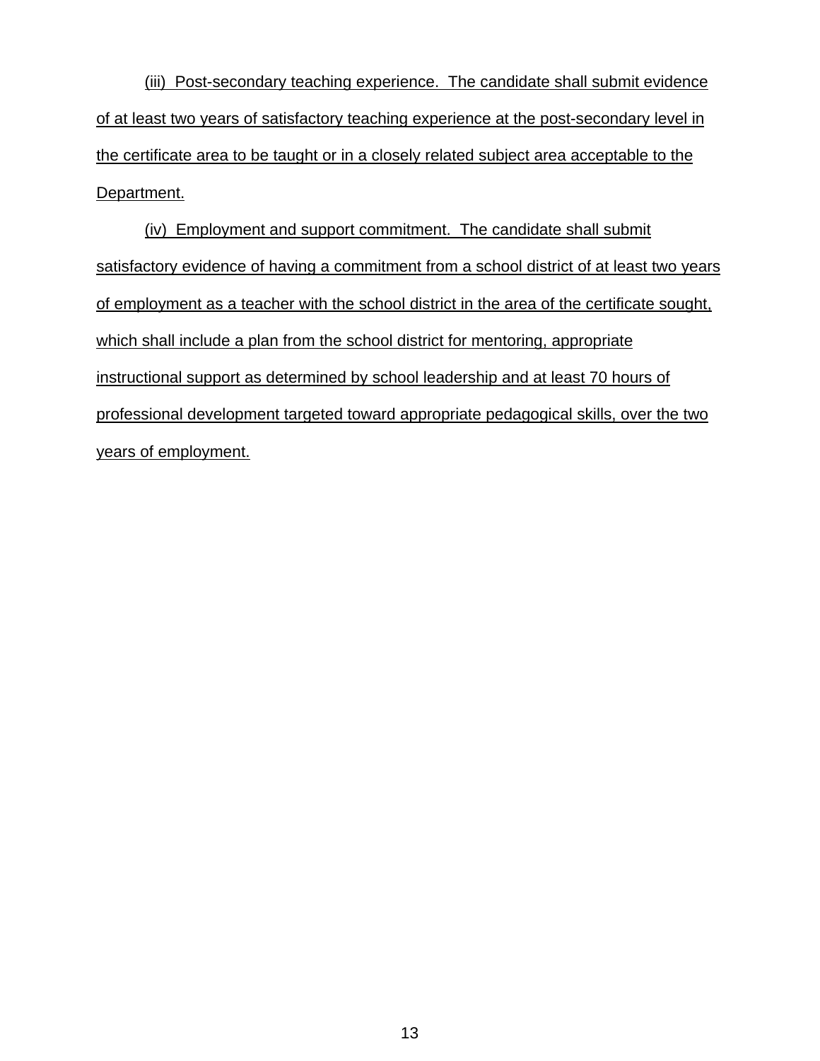(iii) Post-secondary teaching experience. The candidate shall submit evidence of at least two years of satisfactory teaching experience at the post-secondary level in the certificate area to be taught or in a closely related subject area acceptable to the Department.

(iv) Employment and support commitment. The candidate shall submit satisfactory evidence of having a commitment from a school district of at least two years of employment as a teacher with the school district in the area of the certificate sought, which shall include a plan from the school district for mentoring, appropriate instructional support as determined by school leadership and at least 70 hours of professional development targeted toward appropriate pedagogical skills, over the two years of employment.